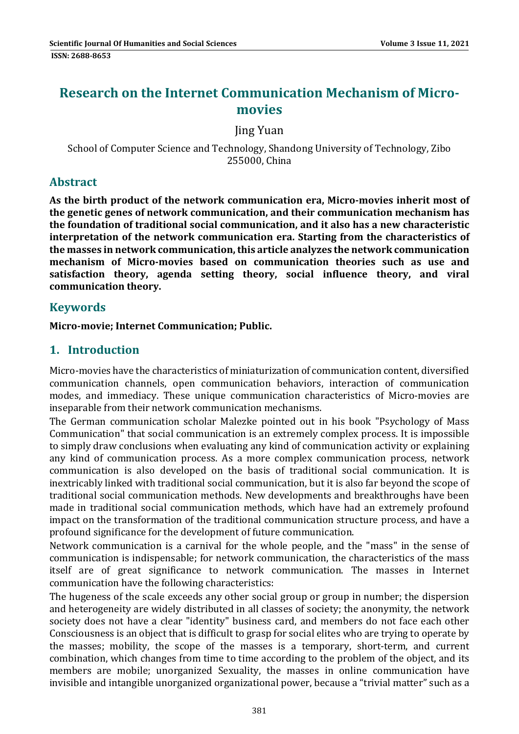# Research on the Internet Communication Mechanism of Micro-movies

Jing Yuan

School of Computer Science and Technology, Shandong University of Technology, Zibo 255000, China

## Abstract

**As the birth product of the network communication era, Micro-movies inherit most of the genetic genes of network communication, and their communication mechanism has the foundation of traditional social communication, and it also has a new characteristic interpretation of the network communication era. Starting from the characteristics of the masses in network communication, this article analyzes the network communication mechanism of Micro-movies based on communication theories such as use and satisfaction theory, agenda setting theory, social influence theory, and viral communication theory.**

## Keywords

**Micro-movie; Internet Communication; Public.**

## 1. Introduction

Micro-movies have the characteristics of miniaturization of communication content, diversified communication channels, open communication behaviors, interaction of communication modes, and immediacy. These unique communication characteristics of Micro-movies are inseparable from their network communication mechanisms.

The German communication scholar Malezke pointed out in his book "Psychology of Mass Communication" that social communication is an extremely complex process. It is impossible to simply draw conclusions when evaluating any kind of communication activity or explaining any kind of communication process. As a more complex communication process, network communication is also developed on the basis of traditional social communication. It is inextricably linked with traditional social communication, but it is also far beyond the scope of traditional social communication methods. New developments and breakthroughs have been made in traditional social communication methods, which have had an extremely profound impact on the transformation of the traditional communication structure process, and have a profound significance for the development of future communication.

Network communication is a carnival for the whole people, and the "mass" in the sense of communication is indispensable; for network communication, the characteristics of the mass itself are of great significance to network communication. The masses in Internet communication have the following characteristics:

The hugeness of the scale exceeds any other social group or group in number; the dispersion and heterogeneity are widely distributed in all classes of society; the anonymity, the network society does not have a clear "identity" business card, and members do not face each other Consciousness is an object that is difficult to grasp for social elites who are trying to operate by the masses; mobility, the scope of the masses is a temporary, short-term, and current combination, which changes from time to time according to the problem of the object, and its members are mobile; unorganized Sexuality, the masses in online communication have invisible and intangible unorganized organizational power, because a "trivial matter" such as a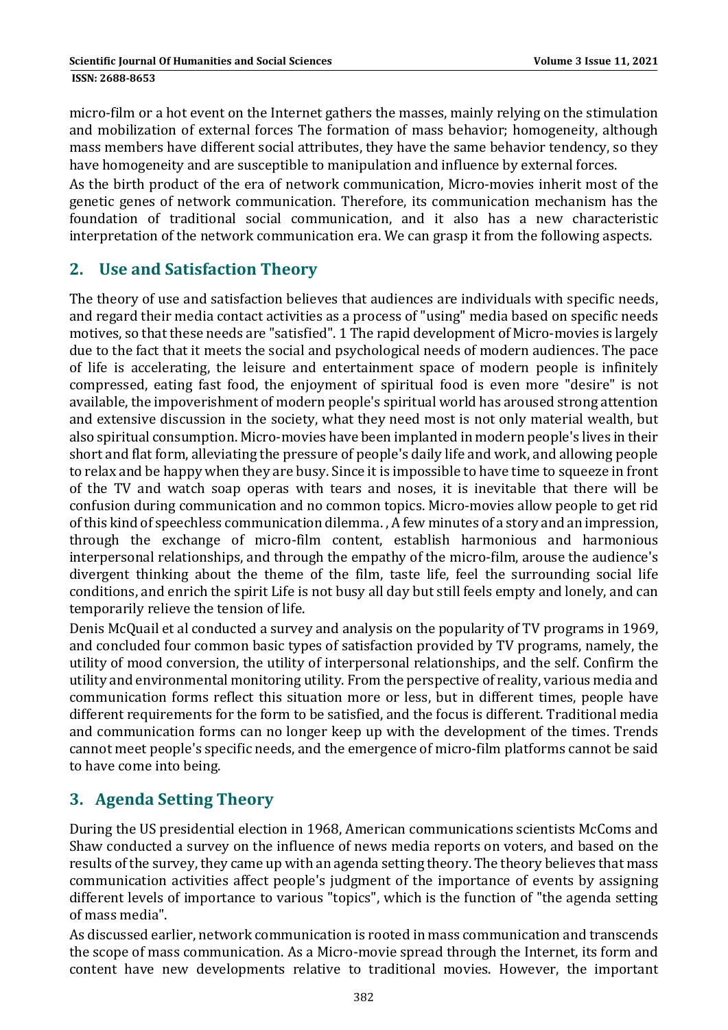micro-film or a hot event on the Internet gathers the masses, mainly relying on the stimulation and mobilization of external forces The formation of mass behavior; homogeneity, although mass members have different social attributes, they have the same behavior tendency, so they have homogeneity and are susceptible to manipulation and influence by external forces.

As the birth product of the era of network communication, Micro-movies inherit most of the genetic genes of network communication. Therefore, its communication mechanism has the foundation of traditional social communication, and it also has a new characteristic interpretation of the network communication era. We can grasp it from the following aspects.

## 2. Use and Satisfaction Theory

The theory of use and satisfaction believes that audiences are individuals with specific needs, and regard their media contact activities as a process of "using" media based on specific needs motives, so that these needs are "satisfied". 1 The rapid development of Micro-movies is largely due to the fact that it meets the social and psychological needs of modern audiences. The pace of life is accelerating, the leisure and entertainment space of modern people is infinitely compressed, eating fast food, the enjoyment of spiritual food is even more "desire" is not available, the impoverishment of modern people's spiritual world has aroused strong attention and extensive discussion in the society, what they need most is not only material wealth, but also spiritual consumption. Micro-movies have been implanted in modern people's lives in their short and flat form, alleviating the pressure of people's daily life and work, and allowing people to relax and be happy when they are busy. Since it is impossible to have time to squeeze in front of the TV and watch soap operas with tears and noses, it is inevitable that there will be confusion during communication and no common topics. Micro-movies allow people to get rid of this kind of speechless communication dilemma. , A few minutes of a story and an impression, through the exchange of micro-film content, establish harmonious and harmonious interpersonal relationships, and through the empathy of the micro-film, arouse the audience's divergent thinking about the theme of the film, taste life, feel the surrounding social life conditions, and enrich the spirit Life is not busy all day but still feels empty and lonely, and can temporarily relieve the tension of life.

Denis McQuail et al conducted a survey and analysis on the popularity of TV programs in 1969, and concluded four common basic types of satisfaction provided by TV programs, namely, the utility of mood conversion, the utility of interpersonal relationships, and the self. Confirm the utility and environmental monitoring utility. From the perspective of reality, various media and communication forms reflect this situation more or less, but in different times, people have different requirements for the form to be satisfied, and the focus is different. Traditional media and communication forms can no longer keep up with the development of the times. Trends cannot meet people's specific needs, and the emergence of micro-film platforms cannot be said to have come into being.

## 3. Agenda Setting Theory

During the US presidential election in 1968, American communications scientists McComs and Shaw conducted a survey on the influence of news media reports on voters, and based on the results of the survey, they came up with an agenda setting theory. The theory believes that mass communication activities affect people's judgment of the importance of events by assigning different levels of importance to various "topics", which is the function of "the agenda setting of mass media".

As discussed earlier, network communication is rooted in mass communication and transcends the scope of mass communication. As a Micro-movie spread through the Internet, its form and content have new developments relative to traditional movies. However, the important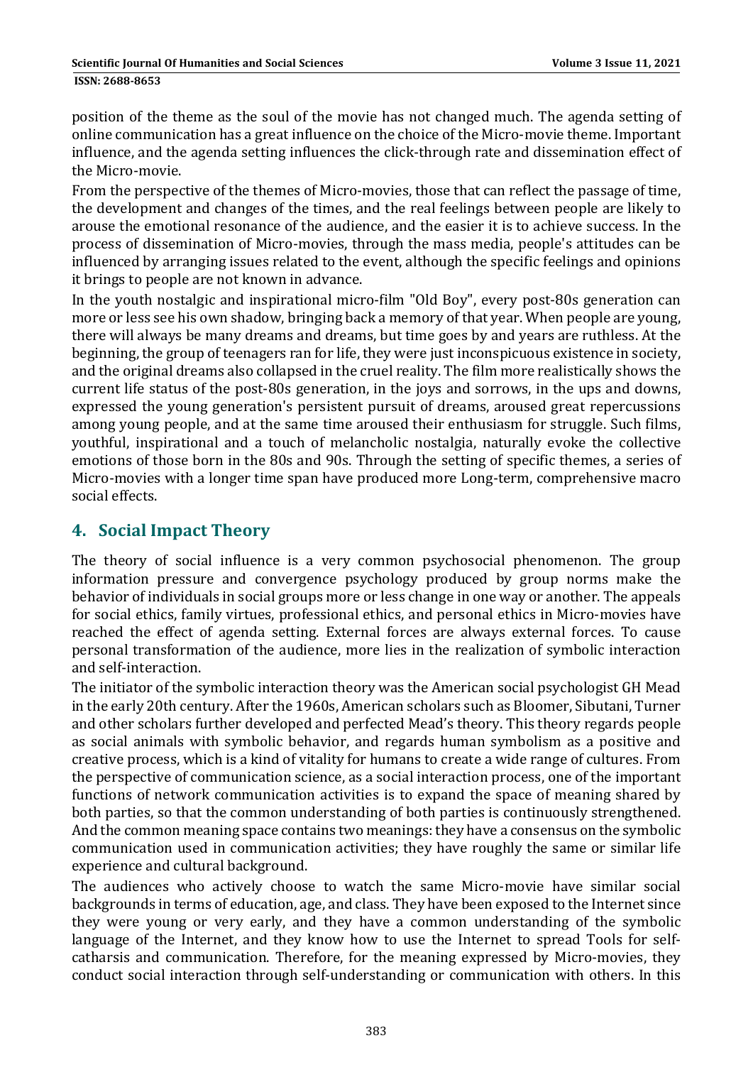position of the theme as the soul of the movie has not changed much. The agenda setting of online communication has a great influence on the choice of the Micro-movie theme. Important influence, and the agenda setting influences the click-through rate and dissemination effect of the Micro-movie.

From the perspective of the themes of Micro-movies, those that can reflect the passage of time, the development and changes of the times, and the real feelings between people are likely to arouse the emotional resonance of the audience, and the easier it is to achieve success. In the process of dissemination of Micro-movies, through the mass media, people's attitudes can be influenced by arranging issues related to the event, although the specific feelings and opinions it brings to people are not known in advance.

In the youth nostalgic and inspirational micro-film "Old Boy", every post-80s generation can more or less see his own shadow, bringing back a memory of that year. When people are young, there will always be many dreams and dreams, but time goes by and years are ruthless. At the beginning, the group of teenagers ran for life, they were just inconspicuous existence in society, and the original dreams also collapsed in the cruel reality. The film more realistically shows the current life status of the post-80s generation, in the joys and sorrows, in the ups and downs, expressed the young generation's persistent pursuit of dreams, aroused great repercussions among young people, and at the same time aroused their enthusiasm for struggle. Such films, youthful, inspirational and a touch of melancholic nostalgia, naturally evoke the collective emotions of those born in the 80s and 90s. Through the setting of specific themes, a series of Micro-movies with a longer time span have produced more Long-term, comprehensive macro social effects.

## 4. Social Impact Theory

The theory of social influence is a very common psychosocial phenomenon. The group information pressure and convergence psychology produced by group norms make the behavior of individuals in social groups more or less change in one way or another. The appeals for social ethics, family virtues, professional ethics, and personal ethics in Micro-movies have reached the effect of agenda setting. External forces are always external forces. To cause personal transformation of the audience, more lies in the realization of symbolic interaction and self-interaction.

The initiator of the symbolic interaction theory was the American social psychologist GH Mead in the early 20th century. After the 1960s, American scholars such as Bloomer, Sibutani, Turner and other scholars further developed and perfected Mead's theory. This theory regards people as social animals with symbolic behavior, and regards human symbolism as a positive and creative process, which is a kind of vitality for humans to create a wide range of cultures. From the perspective of communication science, as a social interaction process, one of the important functions of network communication activities is to expand the space of meaning shared by both parties, so that the common understanding of both parties is continuously strengthened. And the common meaning space contains two meanings: they have a consensus on the symbolic communication used in communication activities; they have roughly the same or similar life experience and cultural background.

The audiences who actively choose to watch the same Micro-movie have similar social backgrounds in terms of education, age, and class. They have been exposed to the Internet since they were young or very early, and they have a common understanding of the symbolic language of the Internet, and they know how to use the Internet to spread Tools for self-catharsis and communication. Therefore, for the meaning expressed by Micro-movies, they conduct social interaction through self-understanding or communication with others. In this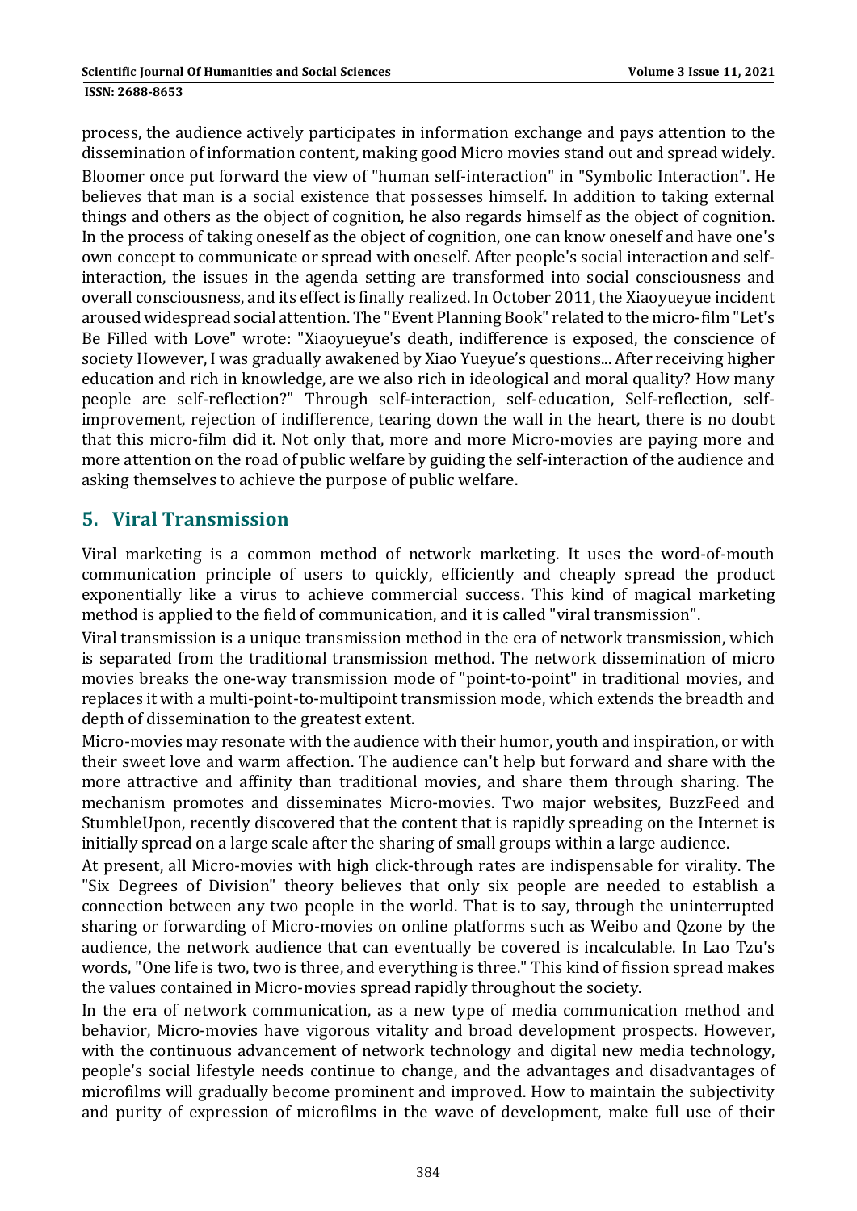process, the audience actively participates in information exchange and pays attention to the dissemination of information content, making good Micro movies stand out and spread widely.

Bloomer once put forward the view of "human self-interaction" in "Symbolic Interaction". He believes that man is a social existence that possesses himself. In addition to taking external things and others as the object of cognition, he also regards himself as the object of cognition. In the process of taking oneself as the object of cognition, one can know oneself and have one's own concept to communicate or spread with oneself. After people's social interaction and self-interaction, the issues in the agenda setting are transformed into social consciousness and overall consciousness, and its effect is finally realized. In October 2011, the Xiaoyueyue incident aroused widespread social attention. The "Event Planning Book" related to the micro-film "Let's Be Filled with Love" wrote: "Xiaoyueyue's death, indifference is exposed, the conscience of society However, I was gradually awakened by Xiao Yueyue's questions... After receiving higher education and rich in knowledge, are we also rich in ideological and moral quality? How many people are self-reflection?" Through self-interaction, self-education, Self-reflection, self-improvement, rejection of indifference, tearing down the wall in the heart, there is no doubt that this micro-film did it. Not only that, more and more Micro-movies are paying more and more attention on the road of public welfare by guiding the self-interaction of the audience and asking themselves to achieve the purpose of public welfare.

## 5. Viral Transmission

Viral marketing is a common method of network marketing. It uses the word-of-mouth communication principle of users to quickly, efficiently and cheaply spread the product exponentially like a virus to achieve commercial success. This kind of magical marketing method is applied to the field of communication, and it is called "viral transmission".

Viral transmission is a unique transmission method in the era of network transmission, which is separated from the traditional transmission method. The network dissemination of micro movies breaks the one-way transmission mode of "point-to-point" in traditional movies, and replaces it with a multi-point-to-multipoint transmission mode, which extends the breadth and depth of dissemination to the greatest extent.

Micro-movies may resonate with the audience with their humor, youth and inspiration, or with their sweet love and warm affection. The audience can't help but forward and share with the more attractive and affinity than traditional movies, and share them through sharing. The mechanism promotes and disseminates Micro-movies. Two major websites, BuzzFeed and StumbleUpon, recently discovered that the content that is rapidly spreading on the Internet is initially spread on a large scale after the sharing of small groups within a large audience.

At present, all Micro-movies with high click-through rates are indispensable for virality. The "Six Degrees of Division" theory believes that only six people are needed to establish a connection between any two people in the world. That is to say, through the uninterrupted sharing or forwarding of Micro-movies on online platforms such as Weibo and Qzone by the audience, the network audience that can eventually be covered is incalculable. In Lao Tzu's words, "One life is two, two is three, and everything is three." This kind of fission spread makes the values contained in Micro-movies spread rapidly throughout the society.

In the era of network communication, as a new type of media communication method and behavior, Micro-movies have vigorous vitality and broad development prospects. However, with the continuous advancement of network technology and digital new media technology, people's social lifestyle needs continue to change, and the advantages and disadvantages of microfilms will gradually become prominent and improved. How to maintain the subjectivity and purity of expression of microfilms in the wave of development, make full use of their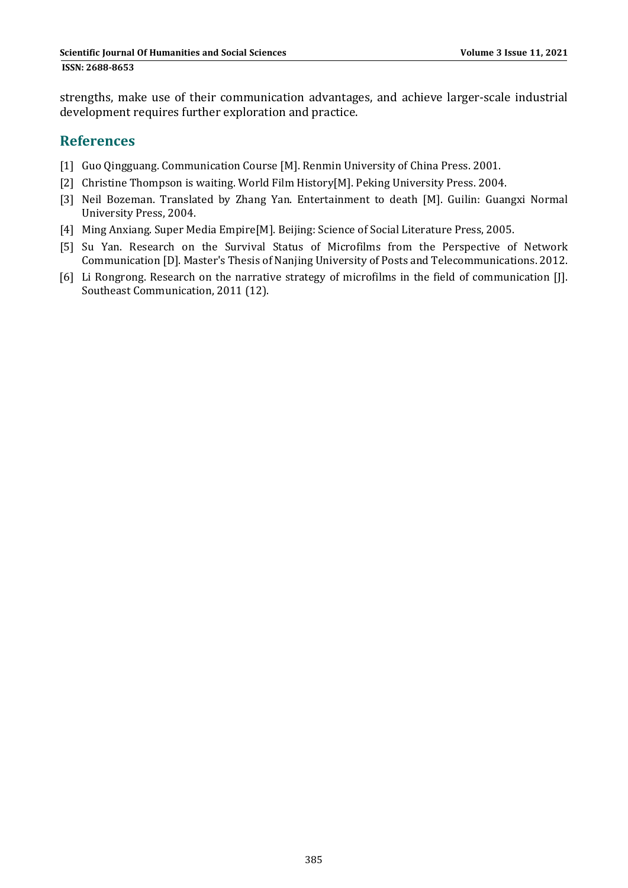strengths, make use of their communication advantages, and achieve larger-scale industrial development requires further exploration and practice.

## References

[1] Guo Qingguang. Communication Course [M]. Renmin University of China Press. 2001.

[2] Christine Thompson is waiting. World Film History[M]. Peking University Press. 2004.

[3] Neil Bozeman. Translated by Zhang Yan. Entertainment to death [M]. Guilin: Guangxi Normal University Press, 2004.

[4] Ming Anxiang. Super Media Empire[M]. Beijing: Science of Social Literature Press, 2005.

[5] Su Yan. Research on the Survival Status of Microfilms from the Perspective of Network Communication [D]. Master's Thesis of Nanjing University of Posts and Telecommunications. 2012.

[6] Li Rongrong. Research on the narrative strategy of microfilms in the field of communication [J]. Southeast Communication, 2011 (12).